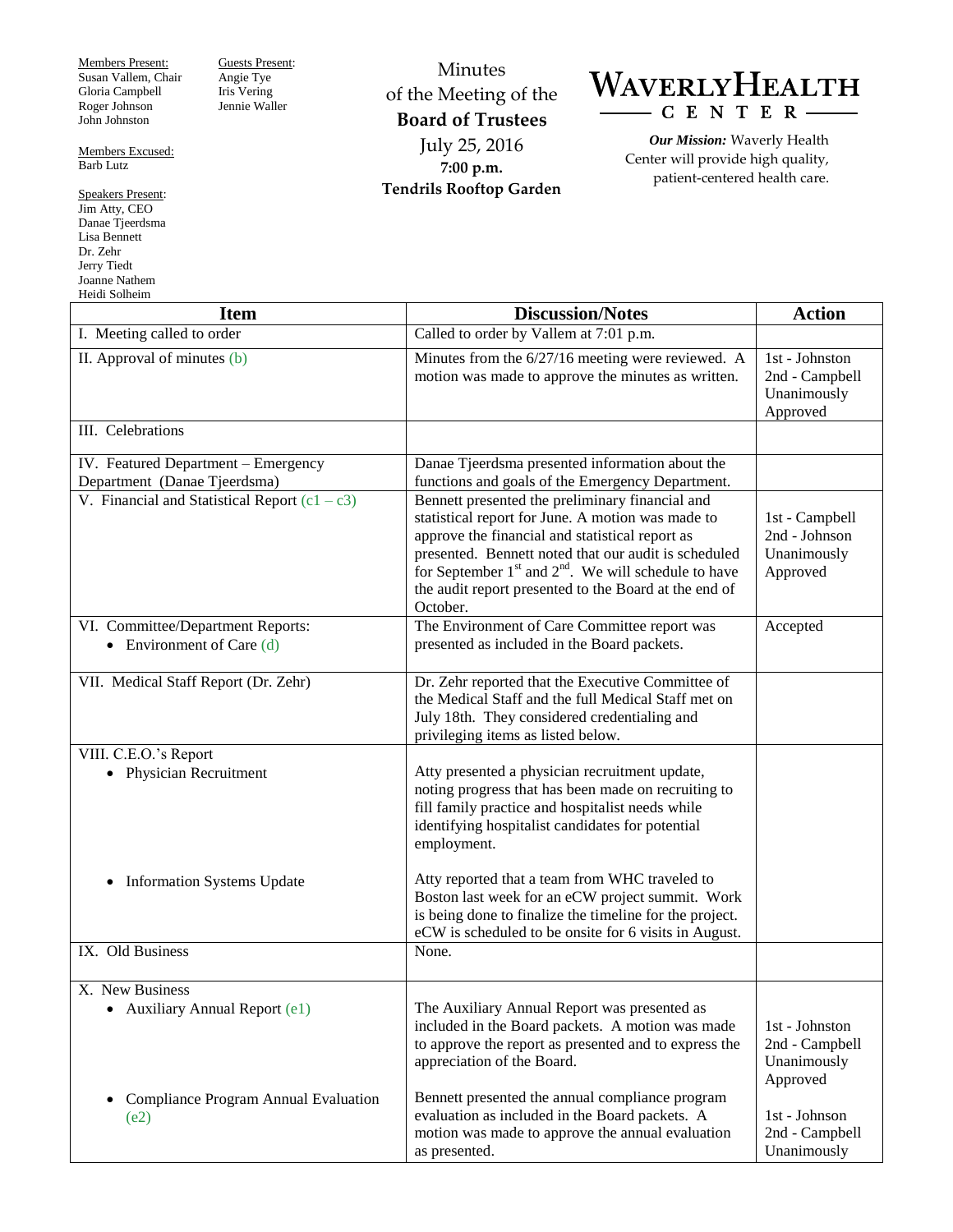Members Present:
Susan Vallem, Chair
Gloria Campbell
Roger Johnson
John Johnston

Members Excused:
Barb Lutz

Speakers Present:
Jim Atty, CEO
Danae Tjeerdsma
Lisa Bennett
Dr. Zehr
Jerry Tiedt
Joanne Nathem
Heidi Solheim

Guests Present:
Angie Tye
Iris Vering
Jennie Waller

Minutes
of the Meeting of the
**Board of Trustees**
July 25, 2016
**7:00 p.m.**
**Tendrils Rooftop Garden**

# WAVERLY HEALTH CENTER

***Our Mission:*** Waverly Health Center will provide high quality, patient-centered health care.

| Item | Discussion/Notes | Action |
|---|---|---|
| I. Meeting called to order | Called to order by Vallem at 7:01 p.m. | |
| II. Approval of minutes (b) | Minutes from the 6/27/16 meeting were reviewed. A motion was made to approve the minutes as written. | 1st - Johnston<br>2nd - Campbell<br>Unanimously Approved |
| III. Celebrations | | |
| IV. Featured Department – Emergency Department (Danae Tjeerdsma) | Danae Tjeerdsma presented information about the functions and goals of the Emergency Department. | |
| V. Financial and Statistical Report (c1 – c3) | Bennett presented the preliminary financial and statistical report for June. A motion was made to approve the financial and statistical report as presented. Bennett noted that our audit is scheduled for September 1st and 2nd. We will schedule to have the audit report presented to the Board at the end of October. | 1st - Campbell<br>2nd - Johnson<br>Unanimously Approved |
| VI. Committee/Department Reports:<br>• Environment of Care (d) | The Environment of Care Committee report was presented as included in the Board packets. | Accepted |
| VII. Medical Staff Report (Dr. Zehr) | Dr. Zehr reported that the Executive Committee of the Medical Staff and the full Medical Staff met on July 18th. They considered credentialing and privileging items as listed below. | |
| VIII. C.E.O.'s Report<br>• Physician Recruitment<br><br>• Information Systems Update | Atty presented a physician recruitment update, noting progress that has been made on recruiting to fill family practice and hospitalist needs while identifying hospitalist candidates for potential employment.<br><br>Atty reported that a team from WHC traveled to Boston last week for an eCW project summit. Work is being done to finalize the timeline for the project. eCW is scheduled to be onsite for 6 visits in August. | |
| IX. Old Business | None. | |
| X. New Business<br>• Auxiliary Annual Report (e1)<br><br>• Compliance Program Annual Evaluation (e2) | The Auxiliary Annual Report was presented as included in the Board packets. A motion was made to approve the report as presented and to express the appreciation of the Board.<br><br>Bennett presented the annual compliance program evaluation as included in the Board packets. A motion was made to approve the annual evaluation as presented. | 1st - Johnston<br>2nd - Campbell<br>Unanimously Approved<br><br>1st - Johnson<br>2nd - Campbell<br>Unanimously |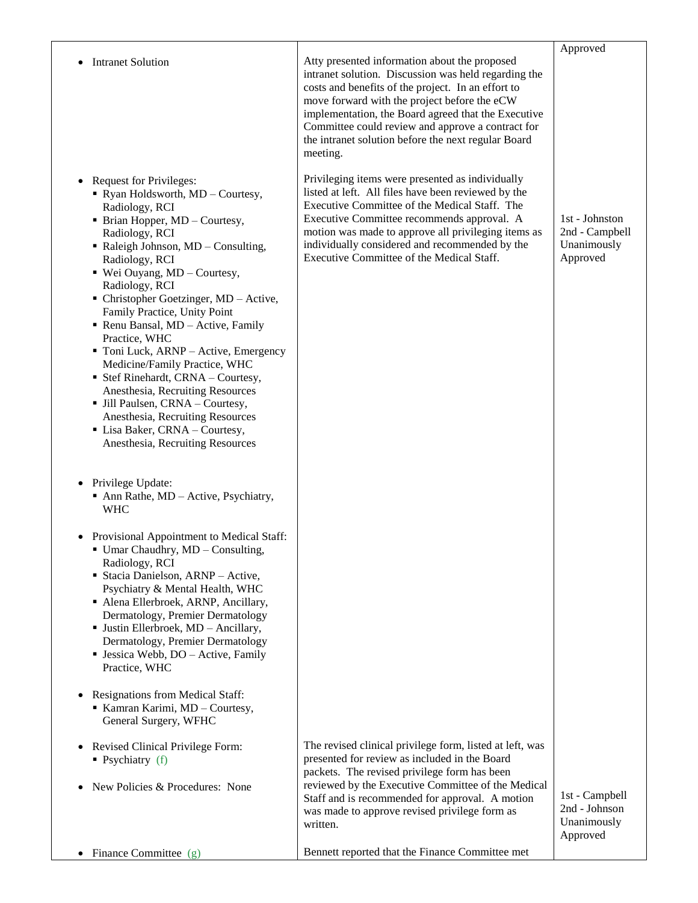| | | |
|---|---|---|
| | | Approved |
| • Intranet Solution | Atty presented information about the proposed intranet solution. Discussion was held regarding the costs and benefits of the project. In an effort to move forward with the project before the eCW implementation, the Board agreed that the Executive Committee could review and approve a contract for the intranet solution before the next regular Board meeting. | |
| • Request for Privileges:<br>▪ Ryan Holdsworth, MD – Courtesy, Radiology, RCI<br>▪ Brian Hopper, MD – Courtesy, Radiology, RCI<br>▪ Raleigh Johnson, MD – Consulting, Radiology, RCI<br>▪ Wei Ouyang, MD – Courtesy, Radiology, RCI<br>▪ Christopher Goetzinger, MD – Active, Family Practice, Unity Point<br>▪ Renu Bansal, MD – Active, Family Practice, WHC<br>▪ Toni Luck, ARNP – Active, Emergency Medicine/Family Practice, WHC<br>▪ Stef Rinehardt, CRNA – Courtesy, Anesthesia, Recruiting Resources<br>▪ Jill Paulsen, CRNA – Courtesy, Anesthesia, Recruiting Resources<br>▪ Lisa Baker, CRNA – Courtesy, Anesthesia, Recruiting Resources<br><br>• Privilege Update:<br>▪ Ann Rathe, MD – Active, Psychiatry, WHC<br><br>• Provisional Appointment to Medical Staff:<br>▪ Umar Chaudhry, MD – Consulting, Radiology, RCI<br>▪ Stacia Danielson, ARNP – Active, Psychiatry & Mental Health, WHC<br>▪ Alena Ellerbroek, ARNP, Ancillary, Dermatology, Premier Dermatology<br>▪ Justin Ellerbroek, MD – Ancillary, Dermatology, Premier Dermatology<br>▪ Jessica Webb, DO – Active, Family Practice, WHC<br><br>• Resignations from Medical Staff:<br>▪ Kamran Karimi, MD – Courtesy, General Surgery, WFHC | Privileging items were presented as individually listed at left. All files have been reviewed by the Executive Committee of the Medical Staff. The Executive Committee recommends approval. A motion was made to approve all privileging items as individually considered and recommended by the Executive Committee of the Medical Staff. | 1st - Johnston<br>2nd - Campbell<br>Unanimously Approved |
| • Revised Clinical Privilege Form:<br>▪ Psychiatry (f)<br><br>• New Policies & Procedures: None | The revised clinical privilege form, listed at left, was presented for review as included in the Board packets. The revised privilege form has been reviewed by the Executive Committee of the Medical Staff and is recommended for approval. A motion was made to approve revised privilege form as written. | 1st - Campbell<br>2nd - Johnson<br>Unanimously Approved |
| • Finance Committee (g) | Bennett reported that the Finance Committee met | |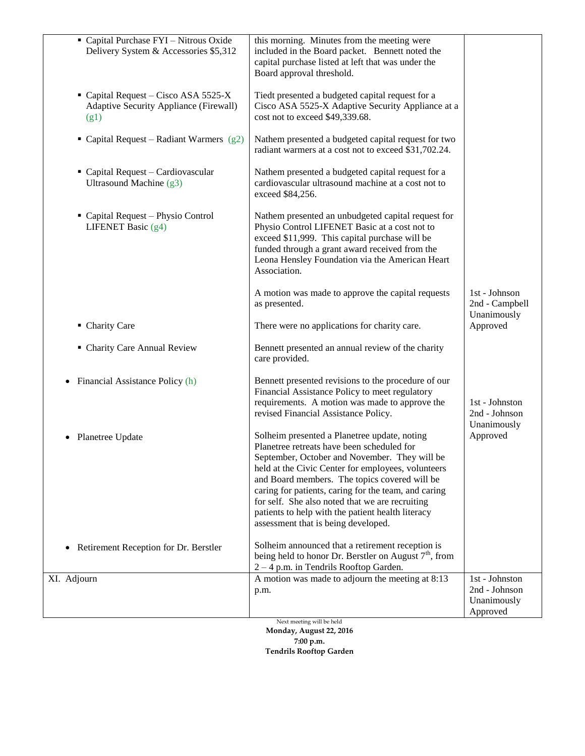| | | |
|---|---|---|
| ▪ Capital Purchase FYI – Nitrous Oxide Delivery System & Accessories $5,312 | this morning. Minutes from the meeting were included in the Board packet. Bennett noted the capital purchase listed at left that was under the Board approval threshold. | |
| ▪ Capital Request – Cisco ASA 5525-X Adaptive Security Appliance (Firewall) (g1) | Tiedt presented a budgeted capital request for a Cisco ASA 5525-X Adaptive Security Appliance at a cost not to exceed $49,339.68. | |
| ▪ Capital Request – Radiant Warmers (g2) | Nathem presented a budgeted capital request for two radiant warmers at a cost not to exceed $31,702.24. | |
| ▪ Capital Request – Cardiovascular Ultrasound Machine (g3) | Nathem presented a budgeted capital request for a cardiovascular ultrasound machine at a cost not to exceed $84,256. | |
| ▪ Capital Request – Physio Control LIFENET Basic (g4) | Nathem presented an unbudgeted capital request for Physio Control LIFENET Basic at a cost not to exceed $11,999. This capital purchase will be funded through a grant award received from the Leona Hensley Foundation via the American Heart Association. | |
| | A motion was made to approve the capital requests as presented. | 1st - Johnson<br>2nd - Campbell<br>Unanimously Approved |
| ▪ Charity Care | There were no applications for charity care. | |
| ▪ Charity Care Annual Review | Bennett presented an annual review of the charity care provided. | |
| • Financial Assistance Policy (h) | Bennett presented revisions to the procedure of our Financial Assistance Policy to meet regulatory requirements. A motion was made to approve the revised Financial Assistance Policy. | 1st - Johnston<br>2nd - Johnson<br>Unanimously Approved |
| • Planetree Update | Solheim presented a Planetree update, noting Planetree retreats have been scheduled for September, October and November. They will be held at the Civic Center for employees, volunteers and Board members. The topics covered will be caring for patients, caring for the team, and caring for self. She also noted that we are recruiting patients to help with the patient health literacy assessment that is being developed. | |
| • Retirement Reception for Dr. Berstler | Solheim announced that a retirement reception is being held to honor Dr. Berstler on August 7th, from 2 – 4 p.m. in Tendrils Rooftop Garden. | |
| XI. Adjourn | A motion was made to adjourn the meeting at 8:13 p.m. | 1st - Johnston<br>2nd - Johnson<br>Unanimously Approved |

Next meeting will be held
**Monday, August 22, 2016**
**7:00 p.m.**
**Tendrils Rooftop Garden**